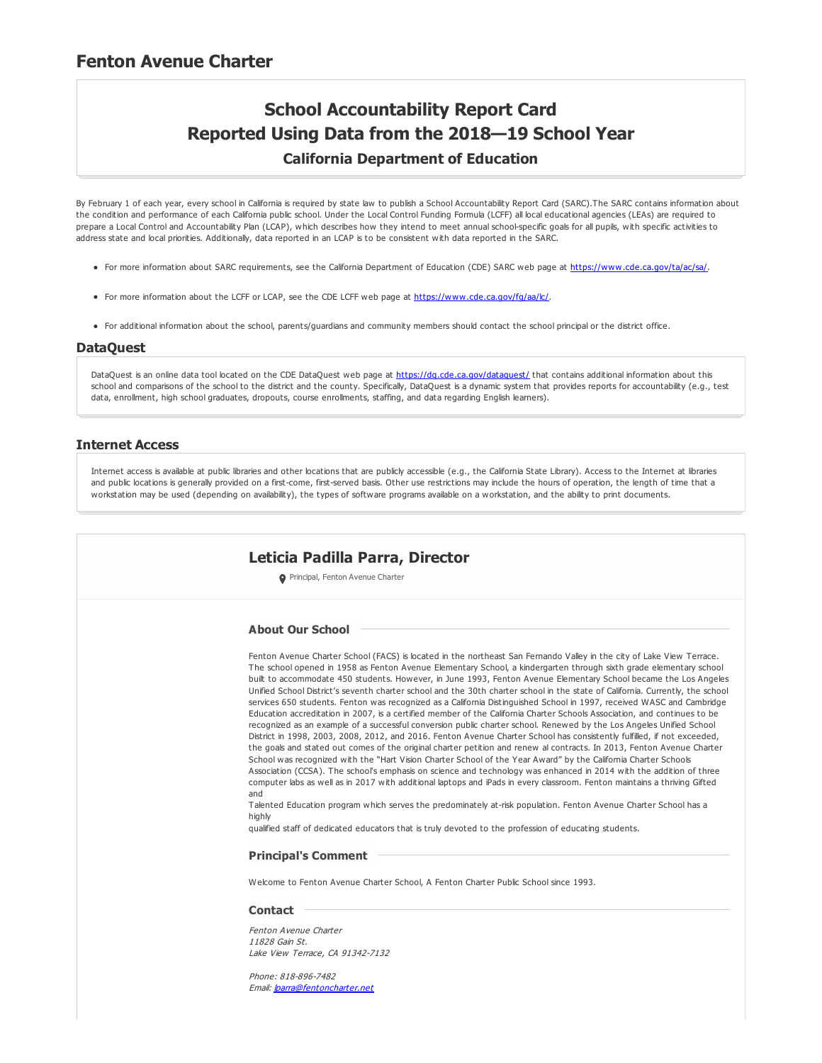# Fenton Avenue Charter

## School Accountability Report Card
## Reported Using Data from the 2018—19 School Year
### California Department of Education

By February 1 of each year, every school in California is required by state law to publish a School Accountability Report Card (SARC).The SARC contains information about the condition and performance of each California public school. Under the Local Control Funding Formula (LCFF) all local educational agencies (LEAs) are required to prepare a Local Control and Accountability Plan (LCAP), which describes how they intend to meet annual school-specific goals for all pupils, with specific activities to address state and local priorities. Additionally, data reported in an LCAP is to be consistent with data reported in the SARC.

- For more information about SARC requirements, see the California Department of Education (CDE) SARC web page at https://www.cde.ca.gov/ta/ac/sa/.
- For more information about the LCFF or LCAP, see the CDE LCFF web page at https://www.cde.ca.gov/fg/aa/lc/.
- For additional information about the school, parents/guardians and community members should contact the school principal or the district office.

## DataQuest

DataQuest is an online data tool located on the CDE DataQuest web page at https://dq.cde.ca.gov/dataquest/ that contains additional information about this school and comparisons of the school to the district and the county. Specifically, DataQuest is a dynamic system that provides reports for accountability (e.g., test data, enrollment, high school graduates, dropouts, course enrollments, staffing, and data regarding English learners).

## Internet Access

Internet access is available at public libraries and other locations that are publicly accessible (e.g., the California State Library). Access to the Internet at libraries and public locations is generally provided on a first-come, first-served basis. Other use restrictions may include the hours of operation, the length of time that a workstation may be used (depending on availability), the types of software programs available on a workstation, and the ability to print documents.

## Leticia Padilla Parra, Director

Principal, Fenton Avenue Charter

### About Our School

Fenton Avenue Charter School (FACS) is located in the northeast San Fernando Valley in the city of Lake View Terrace. The school opened in 1958 as Fenton Avenue Elementary School, a kindergarten through sixth grade elementary school built to accommodate 450 students. However, in June 1993, Fenton Avenue Elementary School became the Los Angeles Unified School District's seventh charter school and the 30th charter school in the state of California. Currently, the school services 650 students. Fenton was recognized as a California Distinguished School in 1997, received WASC and Cambridge Education accreditation in 2007, is a certified member of the California Charter Schools Association, and continues to be recognized as an example of a successful conversion public charter school. Renewed by the Los Angeles Unified School District in 1998, 2003, 2008, 2012, and 2016. Fenton Avenue Charter School has consistently fulfilled, if not exceeded, the goals and stated out comes of the original charter petition and renew al contracts. In 2013, Fenton Avenue Charter School was recognized with the "Hart Vision Charter School of the Year Award" by the California Charter Schools Association (CCSA). The school's emphasis on science and technology was enhanced in 2014 with the addition of three computer labs as well as in 2017 with additional laptops and iPads in every classroom. Fenton maintains a thriving Gifted and
Talented Education program which serves the predominately at-risk population. Fenton Avenue Charter School has a highly
qualified staff of dedicated educators that is truly devoted to the profession of educating students.

### Principal's Comment

Welcome to Fenton Avenue Charter School, A Fenton Charter Public School since 1993.

### Contact

*Fenton Avenue Charter*
*11828 Gain St.*
*Lake View Terrace, CA 91342-7132*

*Phone: 818-896-7482*
*Email: lparra@fentoncharter.net*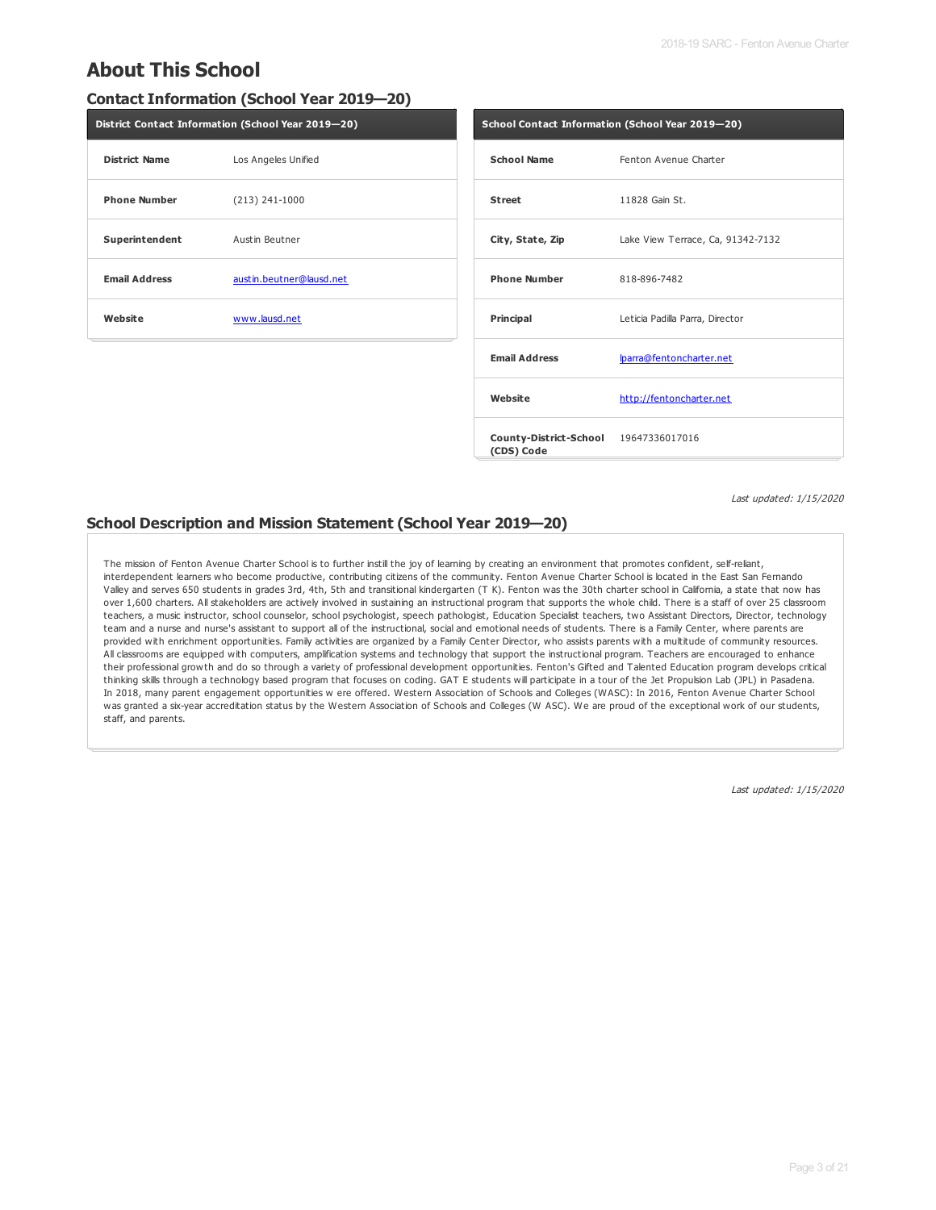## About This School

### Contact Information (School Year 2019—20)

| District Contact Information (School Year 2019—20) | |
|---|---|
| **District Name** | Los Angeles Unified |
| **Phone Number** | (213) 241-1000 |
| **Superintendent** | Austin Beutner |
| **Email Address** | austin.beutner@lausd.net |
| **Website** | www.lausd.net |

| School Contact Information (School Year 2019—20) | |
|---|---|
| **School Name** | Fenton Avenue Charter |
| **Street** | 11828 Gain St. |
| **City, State, Zip** | Lake View Terrace, Ca, 91342-7132 |
| **Phone Number** | 818-896-7482 |
| **Principal** | Leticia Padilla Parra, Director |
| **Email Address** | lparra@fentoncharter.net |
| **Website** | http://fentoncharter.net |
| **County-District-School (CDS) Code** | 19647336017016 |

*Last updated: 1/15/2020*

### School Description and Mission Statement (School Year 2019—20)

The mission of Fenton Avenue Charter School is to further instill the joy of learning by creating an environment that promotes confident, self-reliant, interdependent learners who become productive, contributing citizens of the community. Fenton Avenue Charter School is located in the East San Fernando Valley and serves 650 students in grades 3rd, 4th, 5th and transitional kindergarten (T K). Fenton was the 30th charter school in California, a state that now has over 1,600 charters. All stakeholders are actively involved in sustaining an instructional program that supports the whole child. There is a staff of over 25 classroom teachers, a music instructor, school counselor, school psychologist, speech pathologist, Education Specialist teachers, two Assistant Directors, Director, technology team and a nurse and nurse's assistant to support all of the instructional, social and emotional needs of students. There is a Family Center, where parents are provided with enrichment opportunities. Family activities are organized by a Family Center Director, who assists parents with a multitude of community resources. All classrooms are equipped with computers, amplification systems and technology that support the instructional program. Teachers are encouraged to enhance their professional growth and do so through a variety of professional development opportunities. Fenton's Gifted and Talented Education program develops critical thinking skills through a technology based program that focuses on coding. GAT E students will participate in a tour of the Jet Propulsion Lab (JPL) in Pasadena. In 2018, many parent engagement opportunities w ere offered. Western Association of Schools and Colleges (WASC): In 2016, Fenton Avenue Charter School was granted a six-year accreditation status by the Western Association of Schools and Colleges (W ASC). We are proud of the exceptional work of our students, staff, and parents.

*Last updated: 1/15/2020*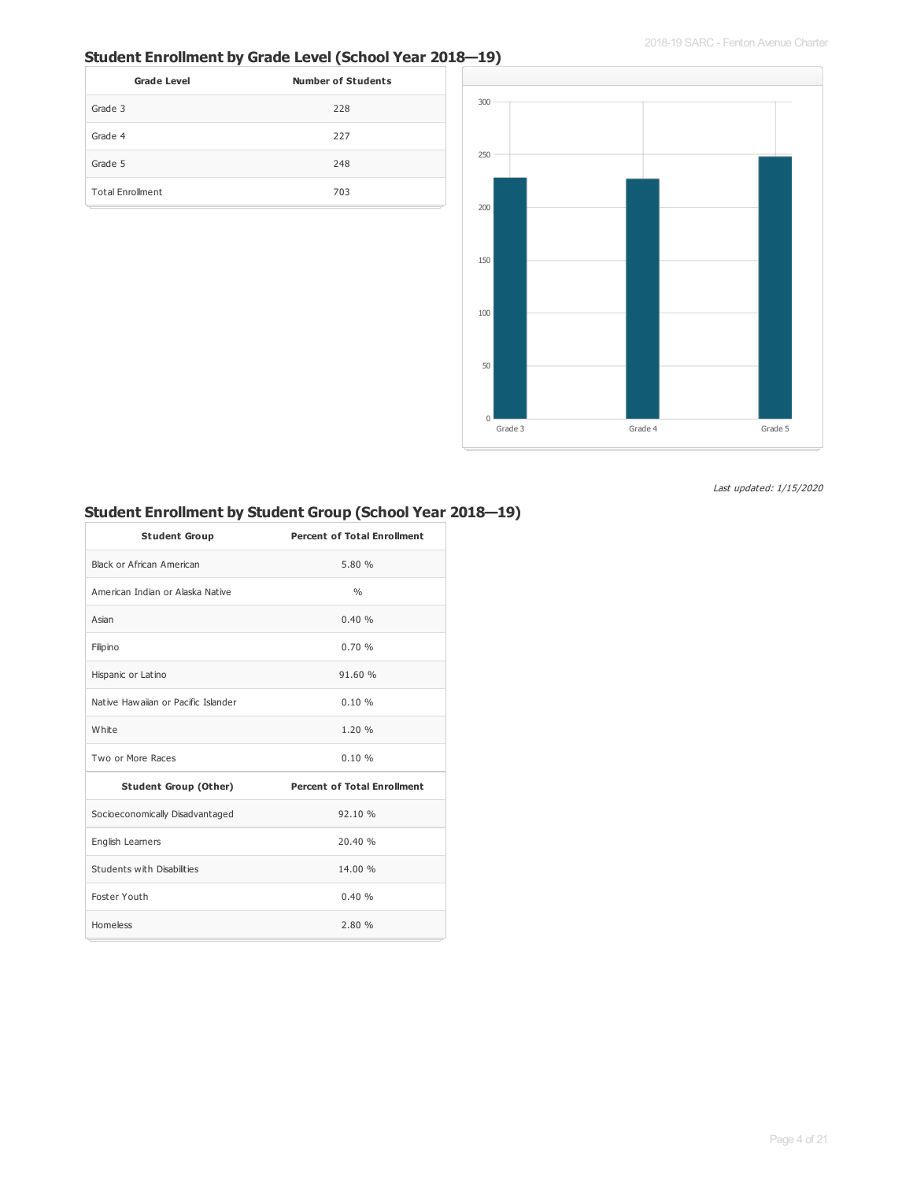## Student Enrollment by Grade Level (School Year 2018—19)

| Grade Level | Number of Students |
|---|---|
| Grade 3 | 228 |
| Grade 4 | 227 |
| Grade 5 | 248 |
| Total Enrollment | 703 |

*Last updated: 1/15/2020*

## Student Enrollment by Student Group (School Year 2018—19)

| Student Group | Percent of Total Enrollment |
|---|---|
| Black or African American | 5.80 % |
| American Indian or Alaska Native | % |
| Asian | 0.40 % |
| Filipino | 0.70 % |
| Hispanic or Latino | 91.60 % |
| Native Hawaiian or Pacific Islander | 0.10 % |
| White | 1.20 % |
| Two or More Races | 0.10 % |
| **Student Group (Other)** | **Percent of Total Enrollment** |
| Socioeconomically Disadvantaged | 92.10 % |
| English Learners | 20.40 % |
| Students with Disabilities | 14.00 % |
| Foster Youth | 0.40 % |
| Homeless | 2.80 % |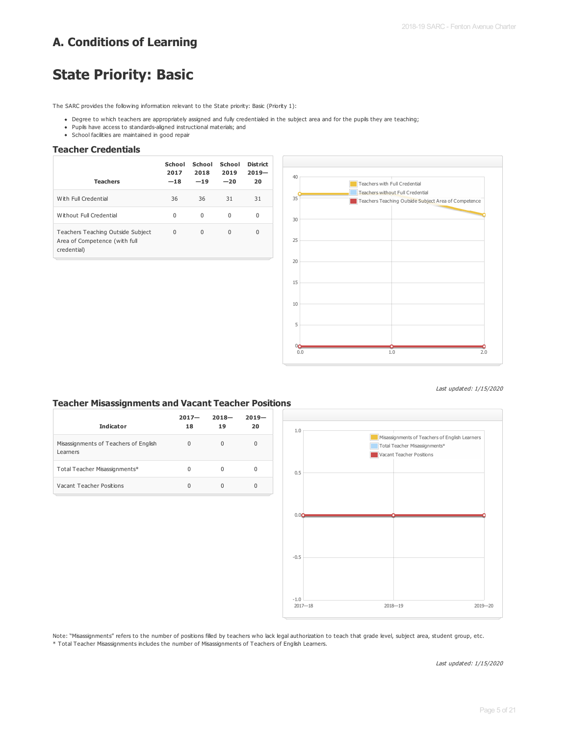# A. Conditions of Learning

# State Priority: Basic

The SARC provides the following information relevant to the State priority: Basic (Priority 1):

- Degree to which teachers are appropriately assigned and fully credentialed in the subject area and for the pupils they are teaching;
- Pupils have access to standards-aligned instructional materials; and
- School facilities are maintained in good repair

## Teacher Credentials

| Teachers | School 2017—18 | School 2018—19 | School 2019—20 | District 2019—20 |
|---|---|---|---|---|
| With Full Credential | 36 | 36 | 31 | 31 |
| Without Full Credential | 0 | 0 | 0 | 0 |
| Teachers Teaching Outside Subject Area of Competence (with full credential) | 0 | 0 | 0 | 0 |

*Last updated: 1/15/2020*

## Teacher Misassignments and Vacant Teacher Positions

| Indicator | 2017—18 | 2018—19 | 2019—20 |
|---|---|---|---|
| Misassignments of Teachers of English Learners | 0 | 0 | 0 |
| Total Teacher Misassignments* | 0 | 0 | 0 |
| Vacant Teacher Positions | 0 | 0 | 0 |

Note: "Misassignments" refers to the number of positions filled by teachers who lack legal authorization to teach that grade level, subject area, student group, etc.
* Total Teacher Misassignments includes the number of Misassignments of Teachers of English Learners.

*Last updated: 1/15/2020*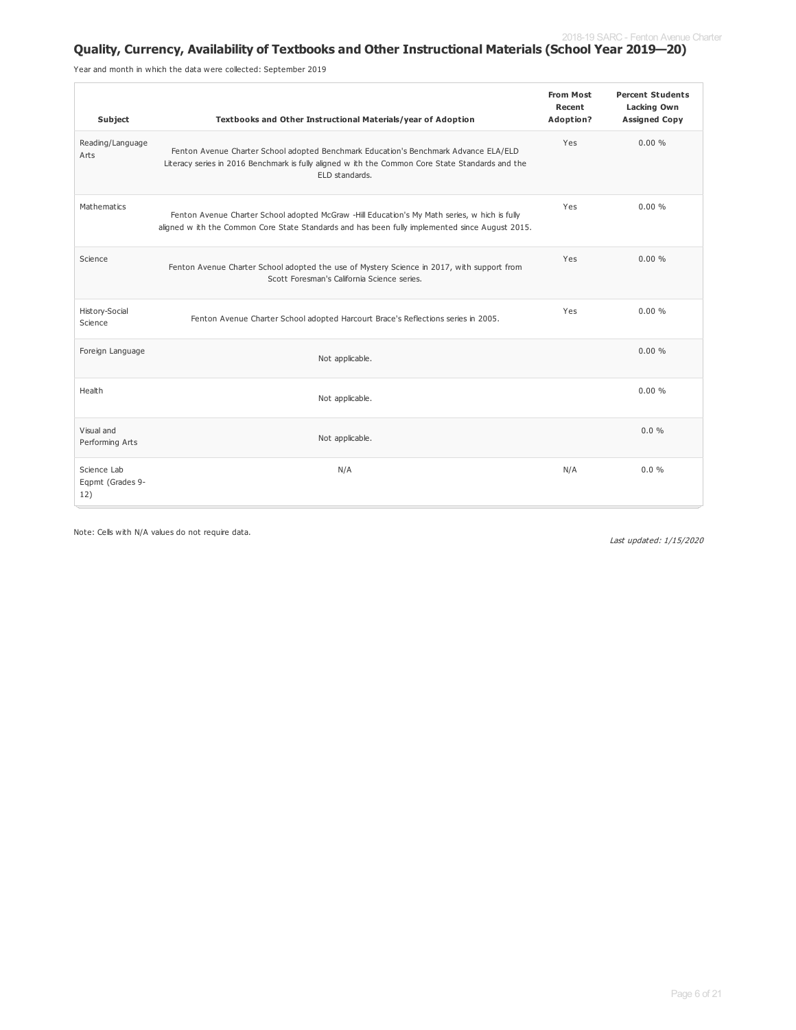## Quality, Currency, Availability of Textbooks and Other Instructional Materials (School Year 2019—20)

Year and month in which the data were collected: September 2019

| Subject | Textbooks and Other Instructional Materials/year of Adoption | From Most Recent Adoption? | Percent Students Lacking Own Assigned Copy |
|---|---|---|---|
| Reading/Language Arts | Fenton Avenue Charter School adopted Benchmark Education's Benchmark Advance ELA/ELD Literacy series in 2016 Benchmark is fully aligned w ith the Common Core State Standards and the ELD standards. | Yes | 0.00 % |
| Mathematics | Fenton Avenue Charter School adopted McGraw -Hill Education's My Math series, w hich is fully aligned w ith the Common Core State Standards and has been fully implemented since August 2015. | Yes | 0.00 % |
| Science | Fenton Avenue Charter School adopted the use of Mystery Science in 2017, with support from Scott Foresman's California Science series. | Yes | 0.00 % |
| History-Social Science | Fenton Avenue Charter School adopted Harcourt Brace's Reflections series in 2005. | Yes | 0.00 % |
| Foreign Language | Not applicable. | | 0.00 % |
| Health | Not applicable. | | 0.00 % |
| Visual and Performing Arts | Not applicable. | | 0.0 % |
| Science Lab Eqpmt (Grades 9-12) | N/A | N/A | 0.0 % |

Note: Cells with N/A values do not require data.

*Last updated: 1/15/2020*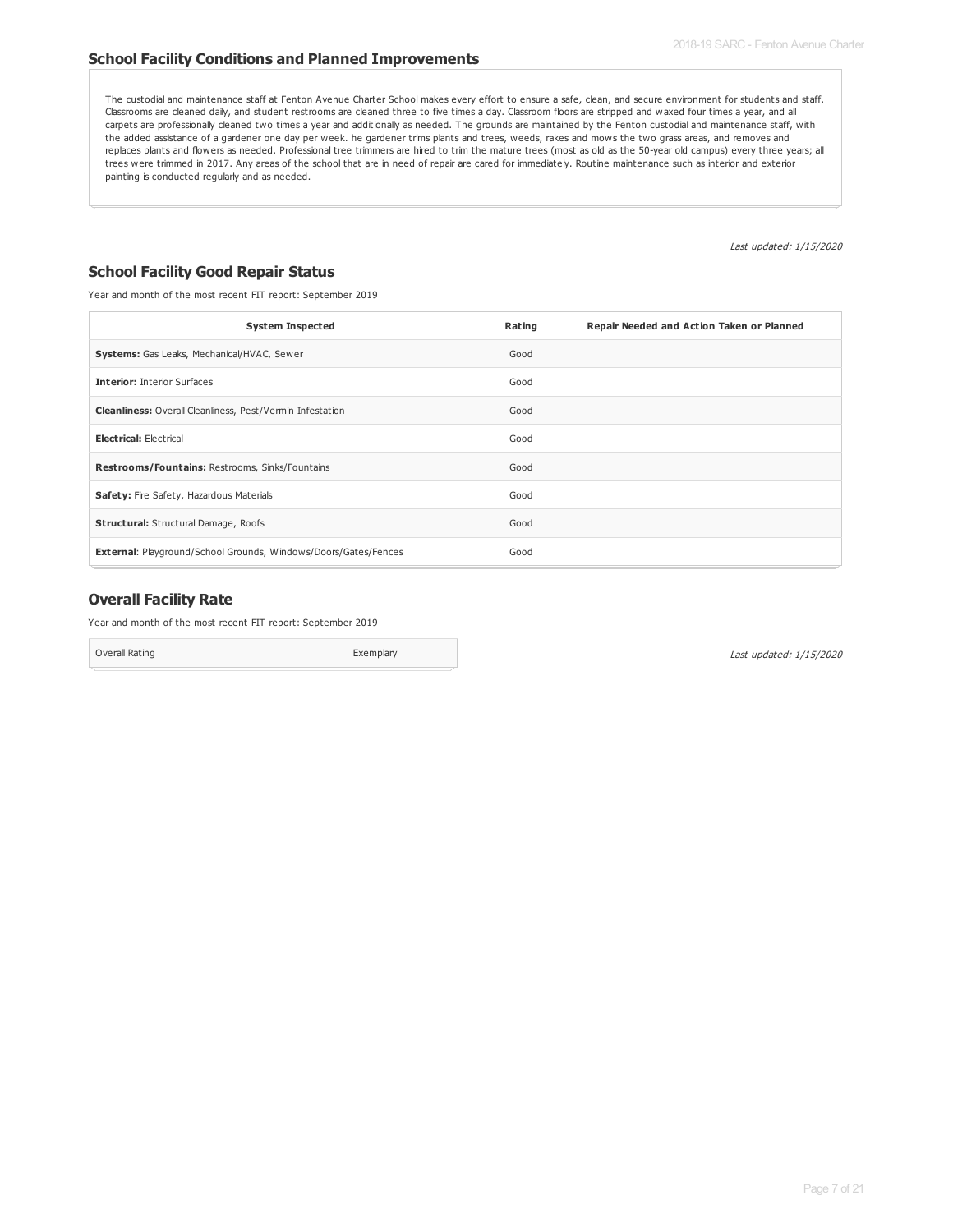## School Facility Conditions and Planned Improvements

The custodial and maintenance staff at Fenton Avenue Charter School makes every effort to ensure a safe, clean, and secure environment for students and staff. Classrooms are cleaned daily, and student restrooms are cleaned three to five times a day. Classroom floors are stripped and waxed four times a year, and all carpets are professionally cleaned two times a year and additionally as needed. The grounds are maintained by the Fenton custodial and maintenance staff, with the added assistance of a gardener one day per week. he gardener trims plants and trees, weeds, rakes and mows the two grass areas, and removes and replaces plants and flowers as needed. Professional tree trimmers are hired to trim the mature trees (most as old as the 50-year old campus) every three years; all trees were trimmed in 2017. Any areas of the school that are in need of repair are cared for immediately. Routine maintenance such as interior and exterior painting is conducted regularly and as needed.

*Last updated: 1/15/2020*

## School Facility Good Repair Status

Year and month of the most recent FIT report: September 2019

| System Inspected | Rating | Repair Needed and Action Taken or Planned |
|---|---|---|
| **Systems:** Gas Leaks, Mechanical/HVAC, Sewer | Good | |
| **Interior:** Interior Surfaces | Good | |
| **Cleanliness:** Overall Cleanliness, Pest/Vermin Infestation | Good | |
| **Electrical:** Electrical | Good | |
| **Restrooms/Fountains:** Restrooms, Sinks/Fountains | Good | |
| **Safety:** Fire Safety, Hazardous Materials | Good | |
| **Structural:** Structural Damage, Roofs | Good | |
| **External**: Playground/School Grounds, Windows/Doors/Gates/Fences | Good | |

## Overall Facility Rate

Year and month of the most recent FIT report: September 2019

| Overall Rating | Exemplary |
|---|---|

*Last updated: 1/15/2020*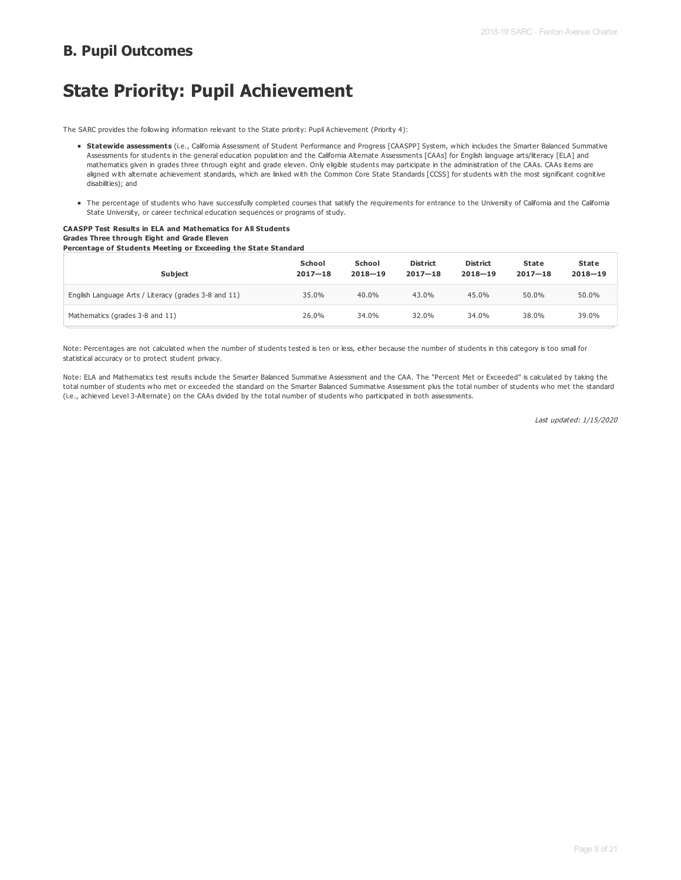## B. Pupil Outcomes

# State Priority: Pupil Achievement

The SARC provides the following information relevant to the State priority: Pupil Achievement (Priority 4):

- **Statewide assessments** (i.e., California Assessment of Student Performance and Progress [CAASPP] System, which includes the Smarter Balanced Summative Assessments for students in the general education population and the California Alternate Assessments [CAAs] for English language arts/literacy [ELA] and mathematics given in grades three through eight and grade eleven. Only eligible students may participate in the administration of the CAAs. CAAs items are aligned with alternate achievement standards, which are linked with the Common Core State Standards [CCSS] for students with the most significant cognitive disabilities); and
- The percentage of students who have successfully completed courses that satisfy the requirements for entrance to the University of California and the California State University, or career technical education sequences or programs of study.

**CAASPP Test Results in ELA and Mathematics for All Students**
**Grades Three through Eight and Grade Eleven**
**Percentage of Students Meeting or Exceeding the State Standard**

| Subject | School 2017—18 | School 2018—19 | District 2017—18 | District 2018—19 | State 2017—18 | State 2018—19 |
|---|---|---|---|---|---|---|
| English Language Arts / Literacy (grades 3-8 and 11) | 35.0% | 40.0% | 43.0% | 45.0% | 50.0% | 50.0% |
| Mathematics (grades 3-8 and 11) | 26.0% | 34.0% | 32.0% | 34.0% | 38.0% | 39.0% |

Note: Percentages are not calculated when the number of students tested is ten or less, either because the number of students in this category is too small for statistical accuracy or to protect student privacy.

Note: ELA and Mathematics test results include the Smarter Balanced Summative Assessment and the CAA. The "Percent Met or Exceeded" is calculated by taking the total number of students who met or exceeded the standard on the Smarter Balanced Summative Assessment plus the total number of students who met the standard (i.e., achieved Level 3-Alternate) on the CAAs divided by the total number of students who participated in both assessments.

*Last updated: 1/15/2020*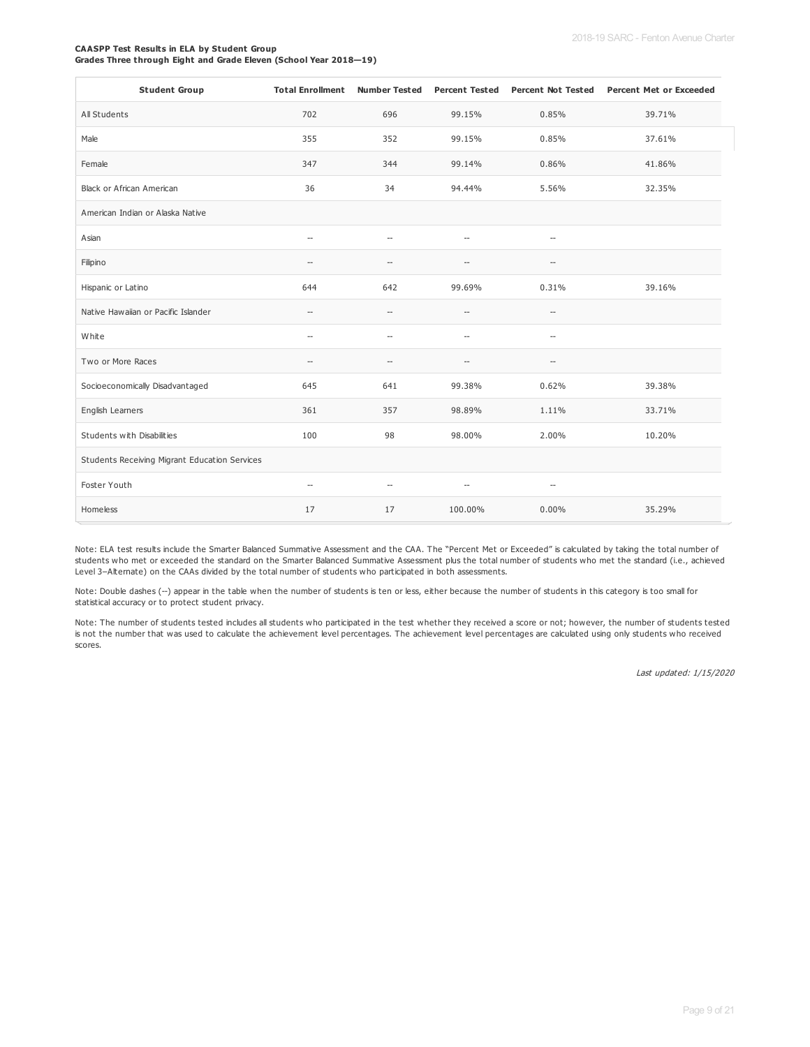**CAASPP Test Results in ELA by Student Group**
**Grades Three through Eight and Grade Eleven (School Year 2018—19)**

| Student Group | Total Enrollment | Number Tested | Percent Tested | Percent Not Tested | Percent Met or Exceeded |
|---|---|---|---|---|---|
| All Students | 702 | 696 | 99.15% | 0.85% | 39.71% |
| Male | 355 | 352 | 99.15% | 0.85% | 37.61% |
| Female | 347 | 344 | 99.14% | 0.86% | 41.86% |
| Black or African American | 36 | 34 | 94.44% | 5.56% | 32.35% |
| American Indian or Alaska Native | | | | | |
| Asian | -- | -- | -- | -- | |
| Filipino | -- | -- | -- | -- | |
| Hispanic or Latino | 644 | 642 | 99.69% | 0.31% | 39.16% |
| Native Hawaiian or Pacific Islander | -- | -- | -- | -- | |
| White | -- | -- | -- | -- | |
| Two or More Races | -- | -- | -- | -- | |
| Socioeconomically Disadvantaged | 645 | 641 | 99.38% | 0.62% | 39.38% |
| English Learners | 361 | 357 | 98.89% | 1.11% | 33.71% |
| Students with Disabilities | 100 | 98 | 98.00% | 2.00% | 10.20% |
| Students Receiving Migrant Education Services | | | | | |
| Foster Youth | -- | -- | -- | -- | |
| Homeless | 17 | 17 | 100.00% | 0.00% | 35.29% |

Note: ELA test results include the Smarter Balanced Summative Assessment and the CAA. The "Percent Met or Exceeded" is calculated by taking the total number of students who met or exceeded the standard on the Smarter Balanced Summative Assessment plus the total number of students who met the standard (i.e., achieved Level 3–Alternate) on the CAAs divided by the total number of students who participated in both assessments.

Note: Double dashes (--) appear in the table when the number of students is ten or less, either because the number of students in this category is too small for statistical accuracy or to protect student privacy.

Note: The number of students tested includes all students who participated in the test whether they received a score or not; however, the number of students tested is not the number that was used to calculate the achievement level percentages. The achievement level percentages are calculated using only students who received scores.

*Last updated: 1/15/2020*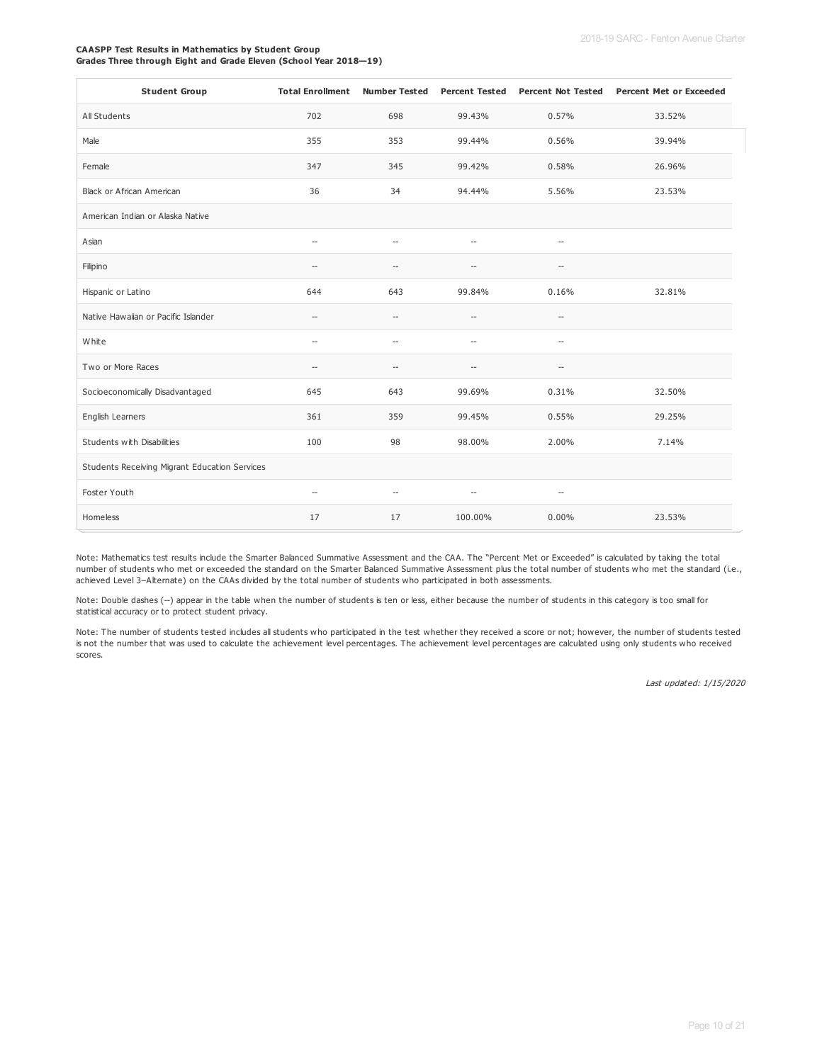**CAASPP Test Results in Mathematics by Student Group**
**Grades Three through Eight and Grade Eleven (School Year 2018—19)**

| Student Group | Total Enrollment | Number Tested | Percent Tested | Percent Not Tested | Percent Met or Exceeded |
|---|---|---|---|---|---|
| All Students | 702 | 698 | 99.43% | 0.57% | 33.52% |
| Male | 355 | 353 | 99.44% | 0.56% | 39.94% |
| Female | 347 | 345 | 99.42% | 0.58% | 26.96% |
| Black or African American | 36 | 34 | 94.44% | 5.56% | 23.53% |
| American Indian or Alaska Native | | | | | |
| Asian | -- | -- | -- | -- | |
| Filipino | -- | -- | -- | -- | |
| Hispanic or Latino | 644 | 643 | 99.84% | 0.16% | 32.81% |
| Native Hawaiian or Pacific Islander | -- | -- | -- | -- | |
| White | -- | -- | -- | -- | |
| Two or More Races | -- | -- | -- | -- | |
| Socioeconomically Disadvantaged | 645 | 643 | 99.69% | 0.31% | 32.50% |
| English Learners | 361 | 359 | 99.45% | 0.55% | 29.25% |
| Students with Disabilities | 100 | 98 | 98.00% | 2.00% | 7.14% |
| Students Receiving Migrant Education Services | | | | | |
| Foster Youth | -- | -- | -- | -- | |
| Homeless | 17 | 17 | 100.00% | 0.00% | 23.53% |

Note: Mathematics test results include the Smarter Balanced Summative Assessment and the CAA. The "Percent Met or Exceeded" is calculated by taking the total number of students who met or exceeded the standard on the Smarter Balanced Summative Assessment plus the total number of students who met the standard (i.e., achieved Level 3–Alternate) on the CAAs divided by the total number of students who participated in both assessments.

Note: Double dashes (--) appear in the table when the number of students is ten or less, either because the number of students in this category is too small for statistical accuracy or to protect student privacy.

Note: The number of students tested includes all students who participated in the test whether they received a score or not; however, the number of students tested is not the number that was used to calculate the achievement level percentages. The achievement level percentages are calculated using only students who received scores.

*Last updated: 1/15/2020*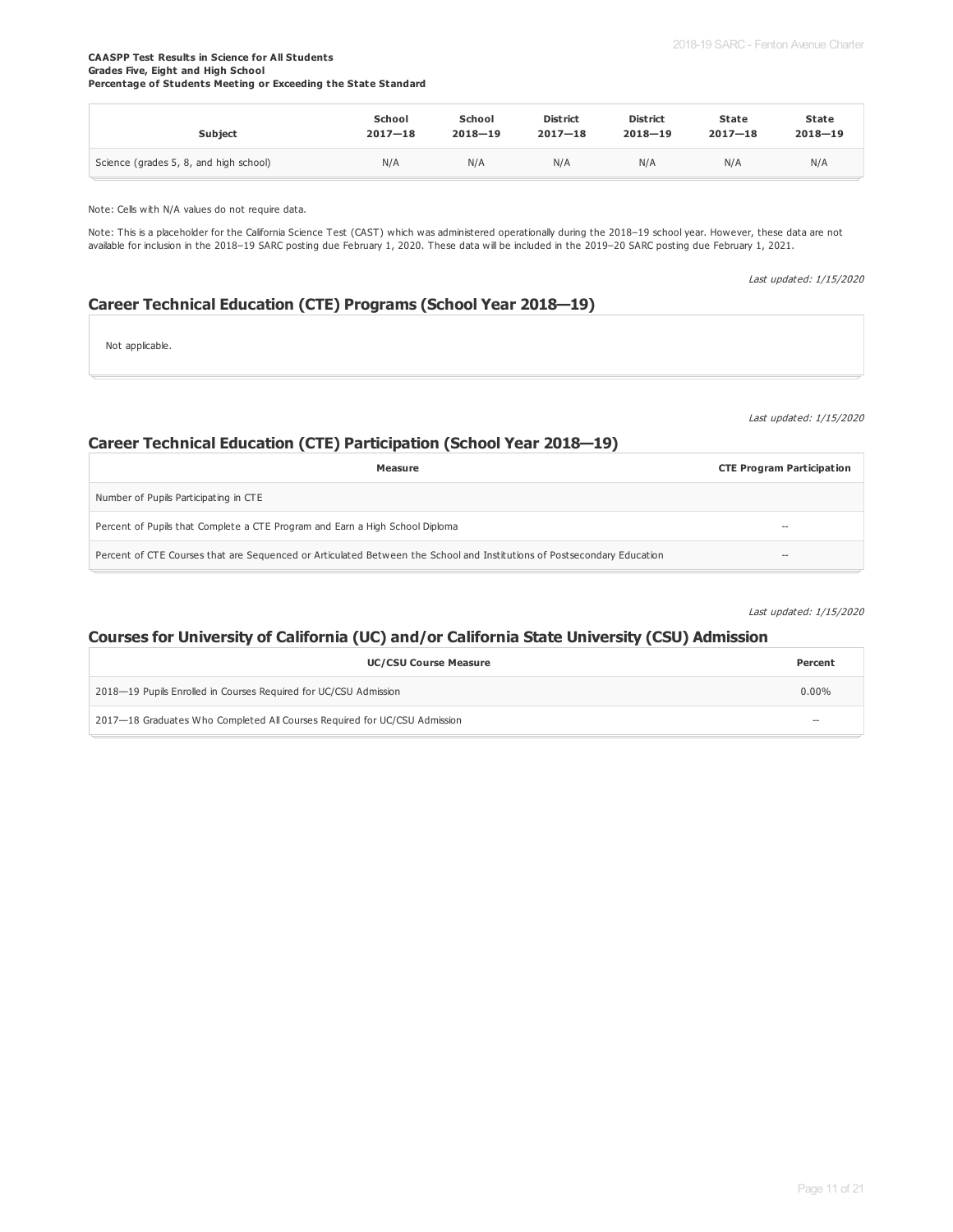**CAASPP Test Results in Science for All Students**
**Grades Five, Eight and High School**
**Percentage of Students Meeting or Exceeding the State Standard**

| Subject | School 2017—18 | School 2018—19 | District 2017—18 | District 2018—19 | State 2017—18 | State 2018—19 |
|---|---|---|---|---|---|---|
| Science (grades 5, 8, and high school) | N/A | N/A | N/A | N/A | N/A | N/A |

Note: Cells with N/A values do not require data.

Note: This is a placeholder for the California Science Test (CAST) which was administered operationally during the 2018–19 school year. However, these data are not available for inclusion in the 2018–19 SARC posting due February 1, 2020. These data will be included in the 2019–20 SARC posting due February 1, 2021.

*Last updated: 1/15/2020*

## Career Technical Education (CTE) Programs (School Year 2018—19)

Not applicable.

*Last updated: 1/15/2020*

## Career Technical Education (CTE) Participation (School Year 2018—19)

| Measure | CTE Program Participation |
|---|---|
| Number of Pupils Participating in CTE | |
| Percent of Pupils that Complete a CTE Program and Earn a High School Diploma | -- |
| Percent of CTE Courses that are Sequenced or Articulated Between the School and Institutions of Postsecondary Education | -- |

*Last updated: 1/15/2020*

## Courses for University of California (UC) and/or California State University (CSU) Admission

| UC/CSU Course Measure | Percent |
|---|---|
| 2018—19 Pupils Enrolled in Courses Required for UC/CSU Admission | 0.00% |
| 2017—18 Graduates Who Completed All Courses Required for UC/CSU Admission | -- |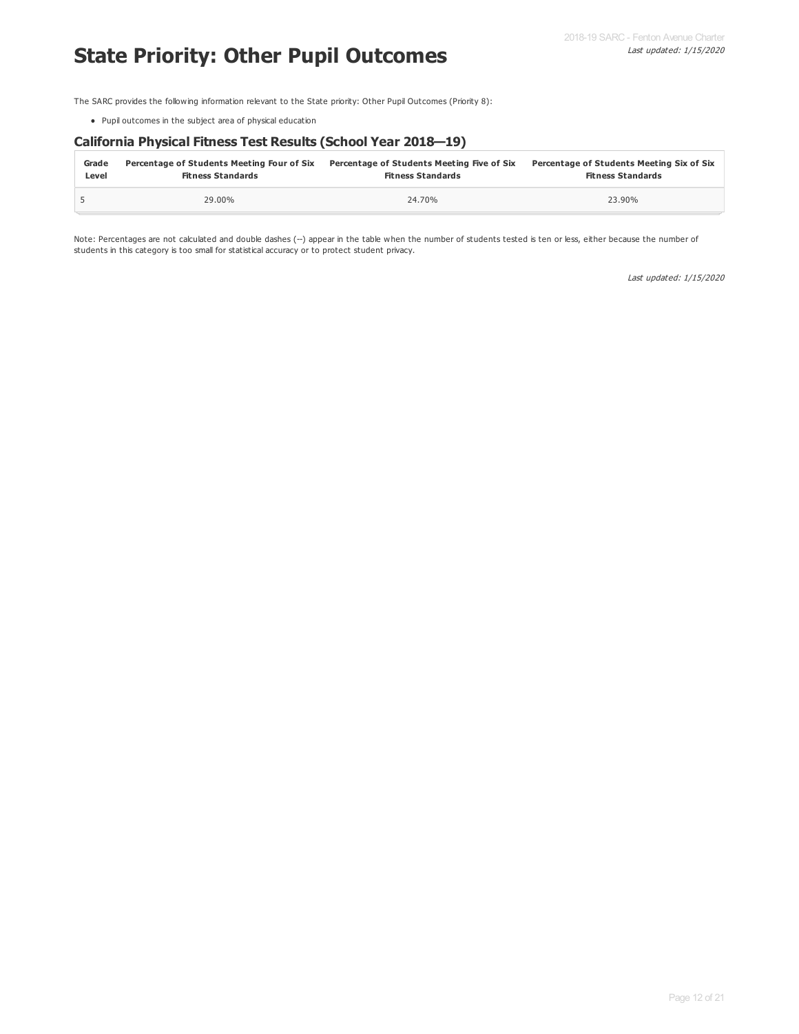# State Priority: Other Pupil Outcomes

The SARC provides the following information relevant to the State priority: Other Pupil Outcomes (Priority 8):

- Pupil outcomes in the subject area of physical education

### California Physical Fitness Test Results (School Year 2018—19)

| Grade Level | Percentage of Students Meeting Four of Six Fitness Standards | Percentage of Students Meeting Five of Six Fitness Standards | Percentage of Students Meeting Six of Six Fitness Standards |
|---|---|---|---|
| 5 | 29.00% | 24.70% | 23.90% |

Note: Percentages are not calculated and double dashes (--) appear in the table when the number of students tested is ten or less, either because the number of students in this category is too small for statistical accuracy or to protect student privacy.

*Last updated: 1/15/2020*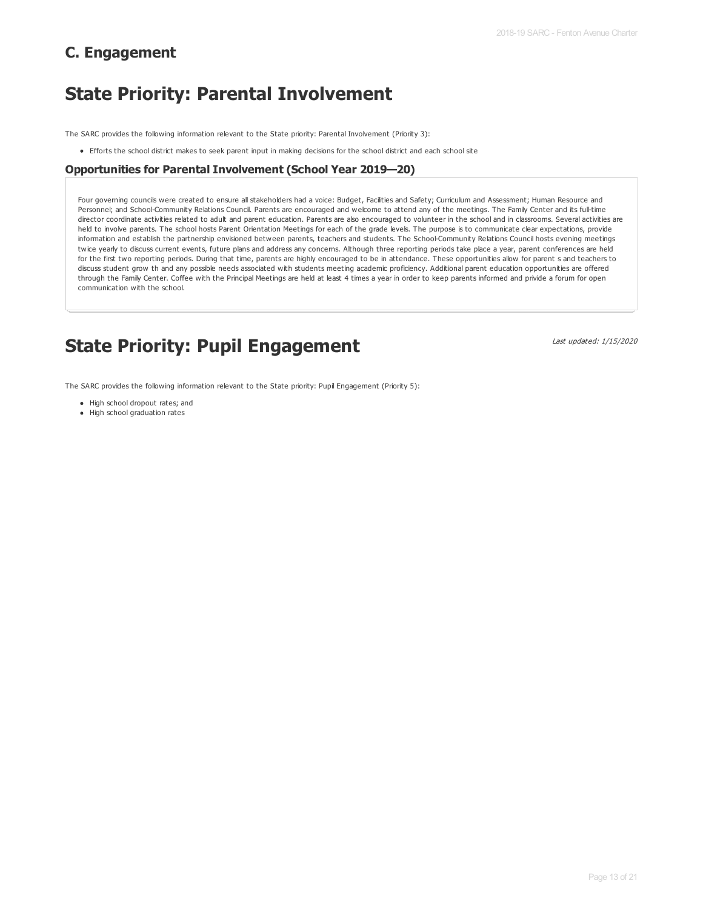## C. Engagement

# State Priority: Parental Involvement

The SARC provides the following information relevant to the State priority: Parental Involvement (Priority 3):

- Efforts the school district makes to seek parent input in making decisions for the school district and each school site

### Opportunities for Parental Involvement (School Year 2019—20)

Four governing councils were created to ensure all stakeholders had a voice: Budget, Facilities and Safety; Curriculum and Assessment; Human Resource and Personnel; and School-Community Relations Council. Parents are encouraged and welcome to attend any of the meetings. The Family Center and its full-time director coordinate activities related to adult and parent education. Parents are also encouraged to volunteer in the school and in classrooms. Several activities are held to involve parents. The school hosts Parent Orientation Meetings for each of the grade levels. The purpose is to communicate clear expectations, provide information and establish the partnership envisioned between parents, teachers and students. The School-Community Relations Council hosts evening meetings twice yearly to discuss current events, future plans and address any concerns. Although three reporting periods take place a year, parent conferences are held for the first two reporting periods. During that time, parents are highly encouraged to be in attendance. These opportunities allow for parent s and teachers to discuss student grow th and any possible needs associated with students meeting academic proficiency. Additional parent education opportunities are offered through the Family Center. Coffee with the Principal Meetings are held at least 4 times a year in order to keep parents informed and privide a forum for open communication with the school.

# State Priority: Pupil Engagement

*Last updated: 1/15/2020*

The SARC provides the following information relevant to the State priority: Pupil Engagement (Priority 5):

- High school dropout rates; and
- High school graduation rates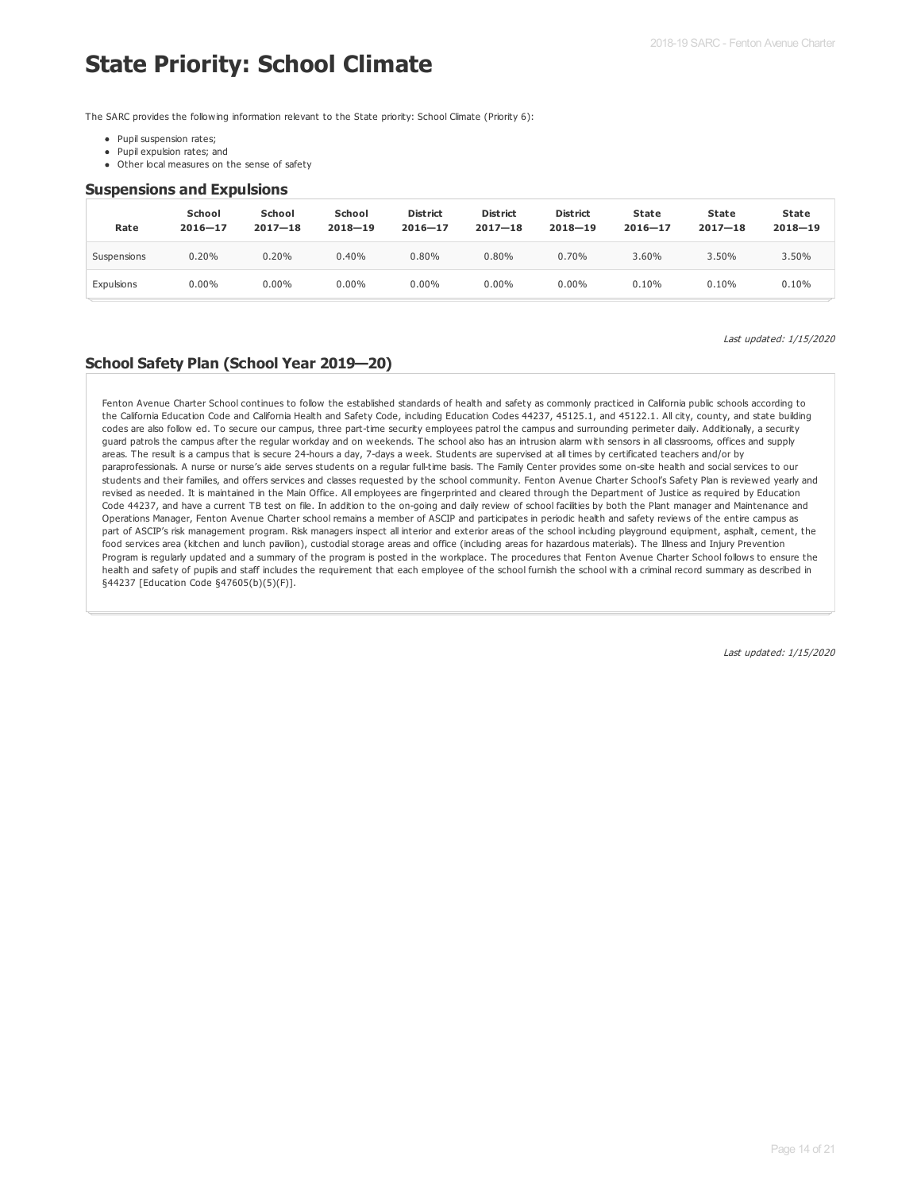# State Priority: School Climate

The SARC provides the following information relevant to the State priority: School Climate (Priority 6):

- Pupil suspension rates;
- Pupil expulsion rates; and
- Other local measures on the sense of safety

### Suspensions and Expulsions

| Rate | School 2016—17 | School 2017—18 | School 2018—19 | District 2016—17 | District 2017—18 | District 2018—19 | State 2016—17 | State 2017—18 | State 2018—19 |
|---|---|---|---|---|---|---|---|---|---|
| Suspensions | 0.20% | 0.20% | 0.40% | 0.80% | 0.80% | 0.70% | 3.60% | 3.50% | 3.50% |
| Expulsions | 0.00% | 0.00% | 0.00% | 0.00% | 0.00% | 0.00% | 0.10% | 0.10% | 0.10% |

*Last updated: 1/15/2020*

### School Safety Plan (School Year 2019—20)

Fenton Avenue Charter School continues to follow the established standards of health and safety as commonly practiced in California public schools according to the California Education Code and California Health and Safety Code, including Education Codes 44237, 45125.1, and 45122.1. All city, county, and state building codes are also follow ed. To secure our campus, three part-time security employees patrol the campus and surrounding perimeter daily. Additionally, a security guard patrols the campus after the regular workday and on weekends. The school also has an intrusion alarm with sensors in all classrooms, offices and supply areas. The result is a campus that is secure 24-hours a day, 7-days a week. Students are supervised at all times by certificated teachers and/or by paraprofessionals. A nurse or nurse's aide serves students on a regular full-time basis. The Family Center provides some on-site health and social services to our students and their families, and offers services and classes requested by the school community. Fenton Avenue Charter School's Safety Plan is reviewed yearly and revised as needed. It is maintained in the Main Office. All employees are fingerprinted and cleared through the Department of Justice as required by Education Code 44237, and have a current TB test on file. In addition to the on-going and daily review of school facilities by both the Plant manager and Maintenance and Operations Manager, Fenton Avenue Charter school remains a member of ASCIP and participates in periodic health and safety reviews of the entire campus as part of ASCIP's risk management program. Risk managers inspect all interior and exterior areas of the school including playground equipment, asphalt, cement, the food services area (kitchen and lunch pavilion), custodial storage areas and office (including areas for hazardous materials). The Illness and Injury Prevention Program is regularly updated and a summary of the program is posted in the workplace. The procedures that Fenton Avenue Charter School follows to ensure the health and safety of pupils and staff includes the requirement that each employee of the school furnish the school with a criminal record summary as described in §44237 [Education Code §47605(b)(5)(F)].

*Last updated: 1/15/2020*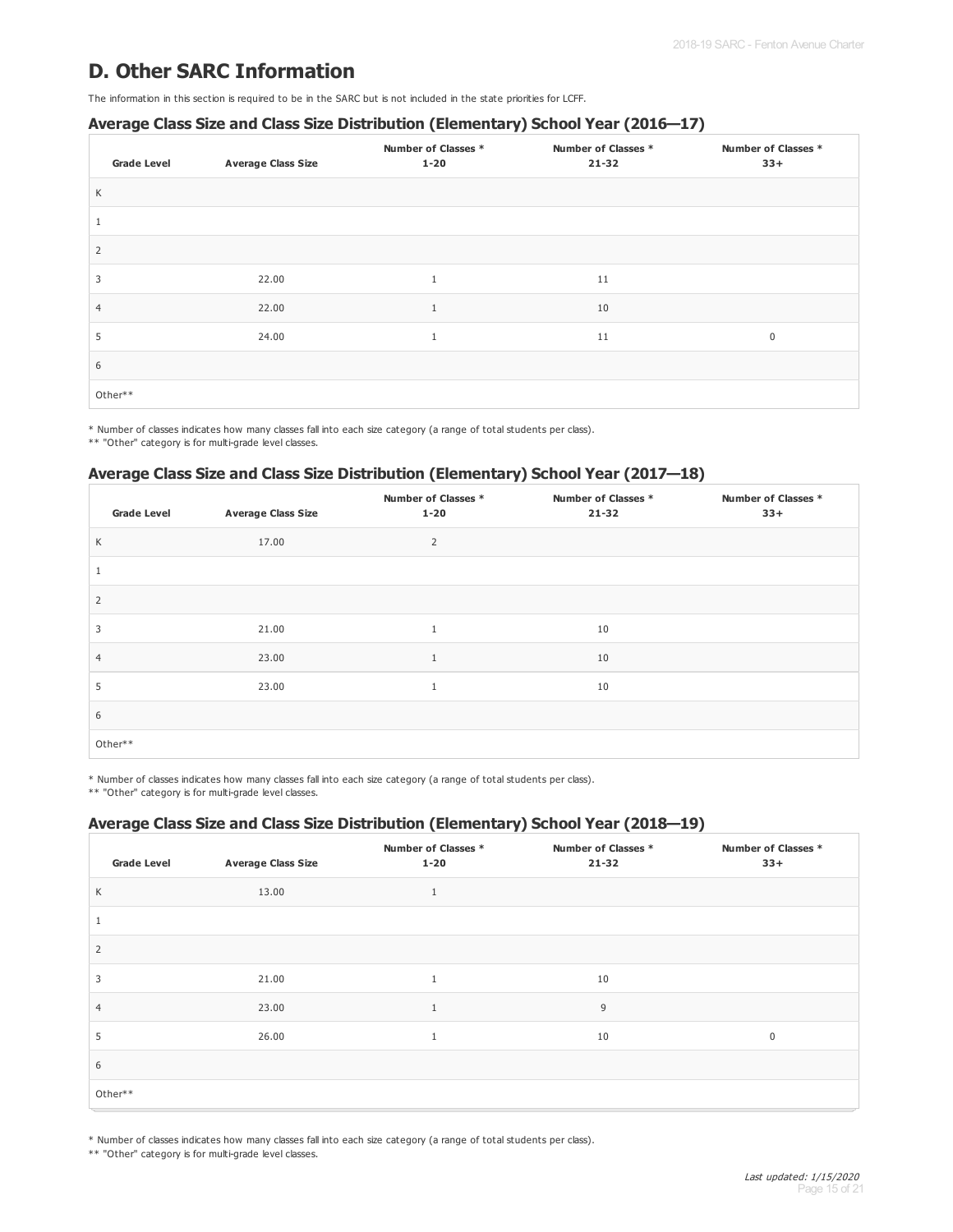## D. Other SARC Information

The information in this section is required to be in the SARC but is not included in the state priorities for LCFF.

### Average Class Size and Class Size Distribution (Elementary) School Year (2016—17)

| Grade Level | Average Class Size | Number of Classes * 1-20 | Number of Classes * 21-32 | Number of Classes * 33+ |
|---|---|---|---|---|
| K | | | | |
| 1 | | | | |
| 2 | | | | |
| 3 | 22.00 | 1 | 11 | |
| 4 | 22.00 | 1 | 10 | |
| 5 | 24.00 | 1 | 11 | 0 |
| 6 | | | | |
| Other** | | | | |

* Number of classes indicates how many classes fall into each size category (a range of total students per class).
** "Other" category is for multi-grade level classes.

### Average Class Size and Class Size Distribution (Elementary) School Year (2017—18)

| Grade Level | Average Class Size | Number of Classes * 1-20 | Number of Classes * 21-32 | Number of Classes * 33+ |
|---|---|---|---|---|
| K | 17.00 | 2 | | |
| 1 | | | | |
| 2 | | | | |
| 3 | 21.00 | 1 | 10 | |
| 4 | 23.00 | 1 | 10 | |
| 5 | 23.00 | 1 | 10 | |
| 6 | | | | |
| Other** | | | | |

* Number of classes indicates how many classes fall into each size category (a range of total students per class).
** "Other" category is for multi-grade level classes.

### Average Class Size and Class Size Distribution (Elementary) School Year (2018—19)

| Grade Level | Average Class Size | Number of Classes * 1-20 | Number of Classes * 21-32 | Number of Classes * 33+ |
|---|---|---|---|---|
| K | 13.00 | 1 | | |
| 1 | | | | |
| 2 | | | | |
| 3 | 21.00 | 1 | 10 | |
| 4 | 23.00 | 1 | 9 | |
| 5 | 26.00 | 1 | 10 | 0 |
| 6 | | | | |
| Other** | | | | |

* Number of classes indicates how many classes fall into each size category (a range of total students per class).
** "Other" category is for multi-grade level classes.

*Last updated: 1/15/2020*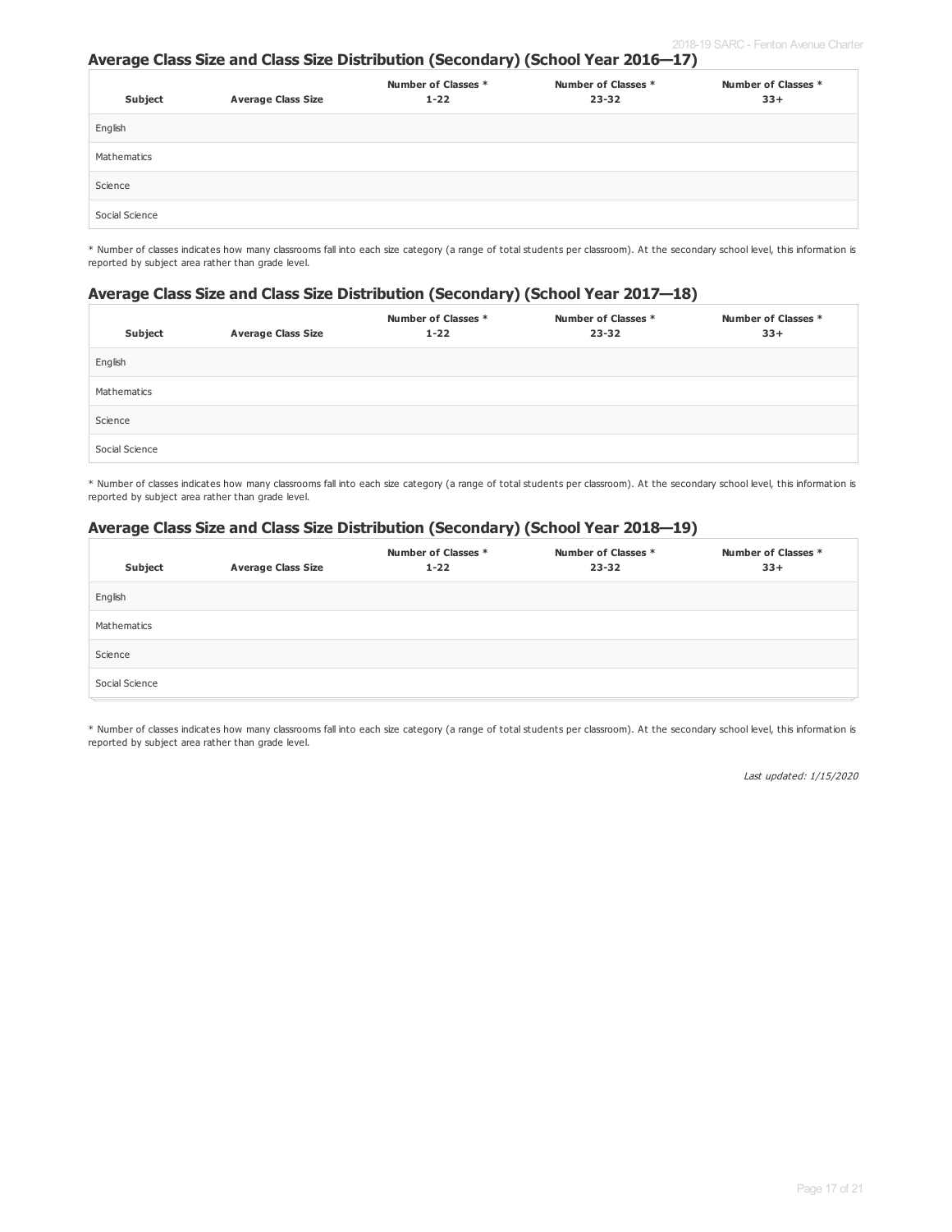### Average Class Size and Class Size Distribution (Secondary) (School Year 2016—17)

| Subject | Average Class Size | Number of Classes * 1-22 | Number of Classes * 23-32 | Number of Classes * 33+ |
|---|---|---|---|---|
| English | | | | |
| Mathematics | | | | |
| Science | | | | |
| Social Science | | | | |

* Number of classes indicates how many classrooms fall into each size category (a range of total students per classroom). At the secondary school level, this information is reported by subject area rather than grade level.

### Average Class Size and Class Size Distribution (Secondary) (School Year 2017—18)

| Subject | Average Class Size | Number of Classes * 1-22 | Number of Classes * 23-32 | Number of Classes * 33+ |
|---|---|---|---|---|
| English | | | | |
| Mathematics | | | | |
| Science | | | | |
| Social Science | | | | |

* Number of classes indicates how many classrooms fall into each size category (a range of total students per classroom). At the secondary school level, this information is reported by subject area rather than grade level.

### Average Class Size and Class Size Distribution (Secondary) (School Year 2018—19)

| Subject | Average Class Size | Number of Classes * 1-22 | Number of Classes * 23-32 | Number of Classes * 33+ |
|---|---|---|---|---|
| English | | | | |
| Mathematics | | | | |
| Science | | | | |
| Social Science | | | | |

* Number of classes indicates how many classrooms fall into each size category (a range of total students per classroom). At the secondary school level, this information is reported by subject area rather than grade level.

*Last updated: 1/15/2020*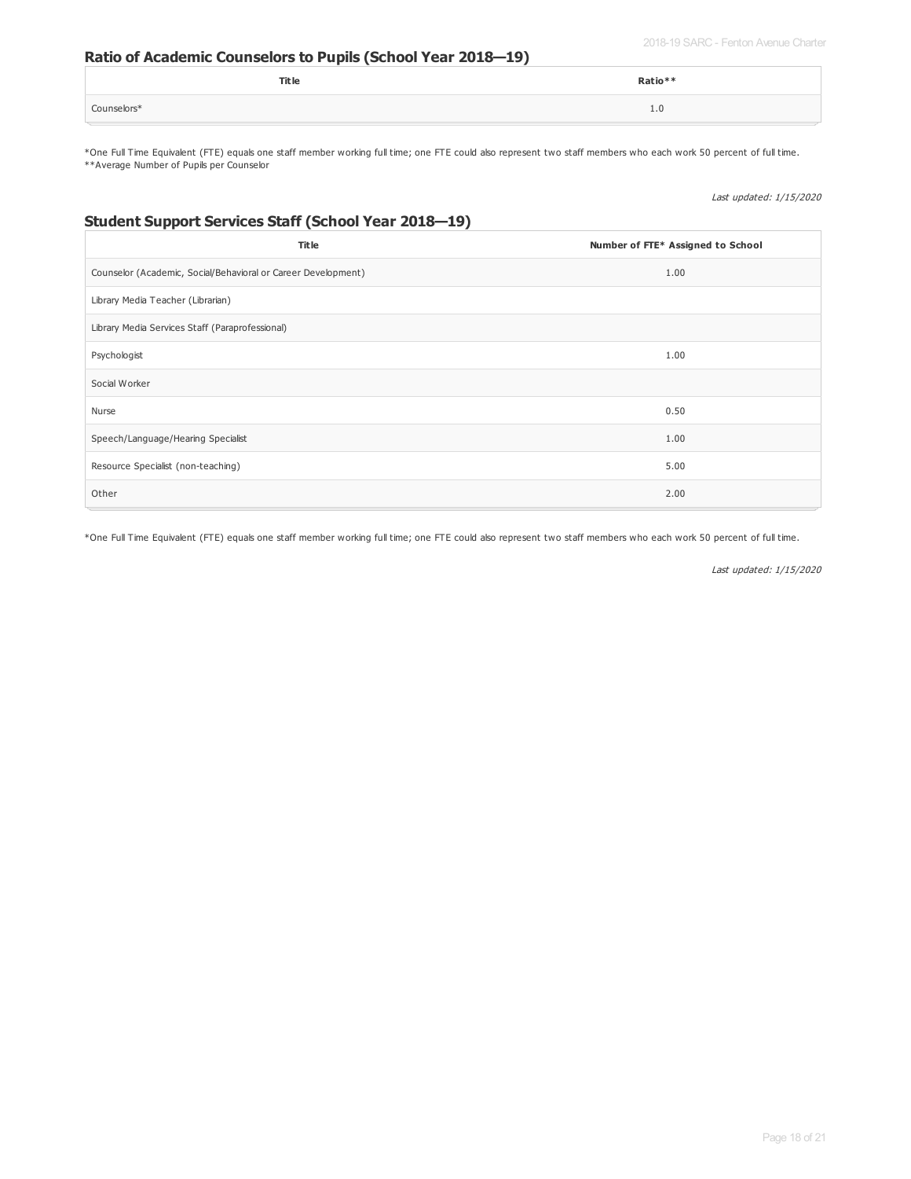## Ratio of Academic Counselors to Pupils (School Year 2018—19)

| Title | Ratio** |
| --- | --- |
| Counselors* | 1.0 |

*One Full Time Equivalent (FTE) equals one staff member working full time; one FTE could also represent two staff members who each work 50 percent of full time.
**Average Number of Pupils per Counselor

*Last updated: 1/15/2020*

## Student Support Services Staff (School Year 2018—19)

| Title | Number of FTE* Assigned to School |
| --- | --- |
| Counselor (Academic, Social/Behavioral or Career Development) | 1.00 |
| Library Media Teacher (Librarian) | |
| Library Media Services Staff (Paraprofessional) | |
| Psychologist | 1.00 |
| Social Worker | |
| Nurse | 0.50 |
| Speech/Language/Hearing Specialist | 1.00 |
| Resource Specialist (non-teaching) | 5.00 |
| Other | 2.00 |

*One Full Time Equivalent (FTE) equals one staff member working full time; one FTE could also represent two staff members who each work 50 percent of full time.

*Last updated: 1/15/2020*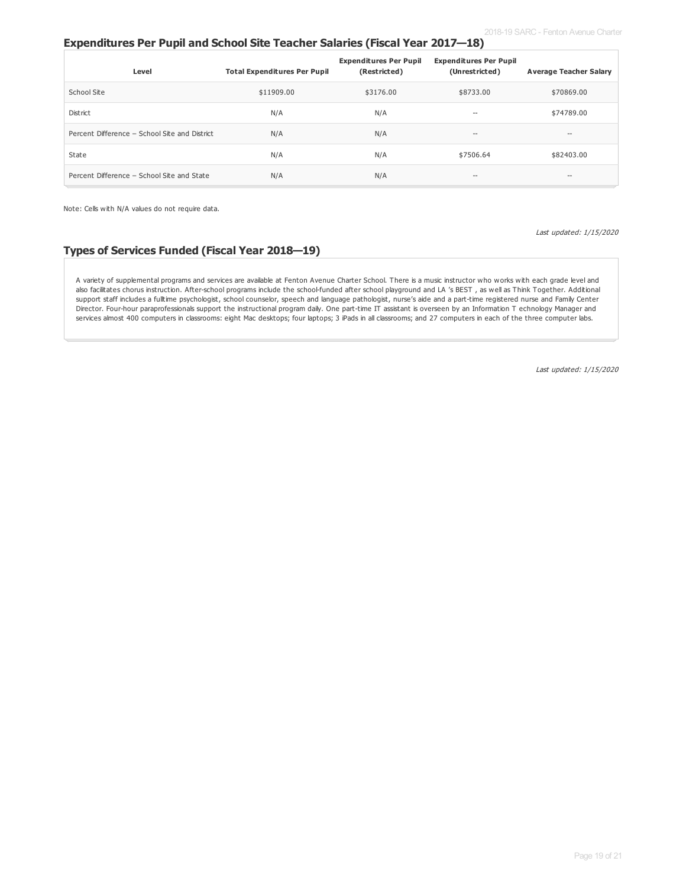## Expenditures Per Pupil and School Site Teacher Salaries (Fiscal Year 2017—18)

| Level | Total Expenditures Per Pupil | Expenditures Per Pupil (Restricted) | Expenditures Per Pupil (Unrestricted) | Average Teacher Salary |
|---|---|---|---|---|
| School Site | $11909.00 | $3176.00 | $8733.00 | $70869.00 |
| District | N/A | N/A | -- | $74789.00 |
| Percent Difference – School Site and District | N/A | N/A | -- | -- |
| State | N/A | N/A | $7506.64 | $82403.00 |
| Percent Difference – School Site and State | N/A | N/A | -- | -- |

Note: Cells with N/A values do not require data.

*Last updated: 1/15/2020*

## Types of Services Funded (Fiscal Year 2018—19)

A variety of supplemental programs and services are available at Fenton Avenue Charter School. There is a music instructor who works with each grade level and also facilitates chorus instruction. After-school programs include the school-funded after school playground and LA 's BEST , as well as Think Together. Additional support staff includes a fulltime psychologist, school counselor, speech and language pathologist, nurse's aide and a part-time registered nurse and Family Center Director. Four-hour paraprofessionals support the instructional program daily. One part-time IT assistant is overseen by an Information T echnology Manager and services almost 400 computers in classrooms: eight Mac desktops; four laptops; 3 iPads in all classrooms; and 27 computers in each of the three computer labs.

*Last updated: 1/15/2020*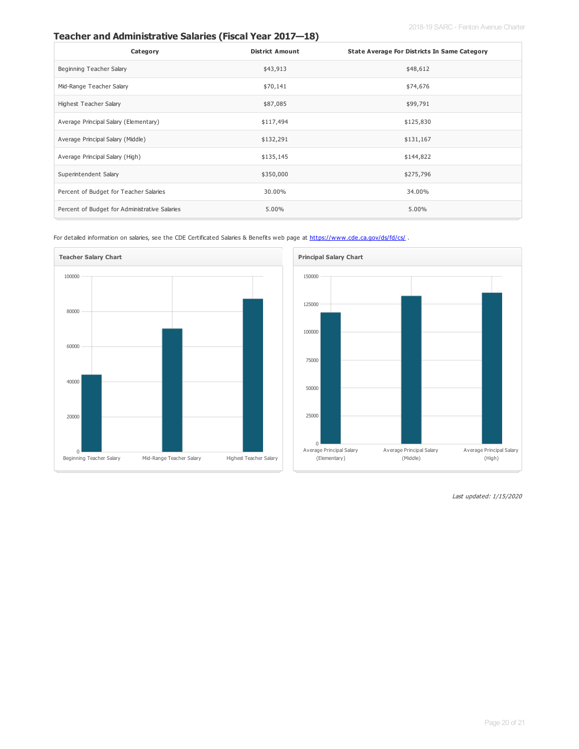## Teacher and Administrative Salaries (Fiscal Year 2017—18)

| Category | District Amount | State Average For Districts In Same Category |
| --- | --- | --- |
| Beginning Teacher Salary | $43,913 | $48,612 |
| Mid-Range Teacher Salary | $70,141 | $74,676 |
| Highest Teacher Salary | $87,085 | $99,791 |
| Average Principal Salary (Elementary) | $117,494 | $125,830 |
| Average Principal Salary (Middle) | $132,291 | $131,167 |
| Average Principal Salary (High) | $135,145 | $144,822 |
| Superintendent Salary | $350,000 | $275,796 |
| Percent of Budget for Teacher Salaries | 30.00% | 34.00% |
| Percent of Budget for Administrative Salaries | 5.00% | 5.00% |

For detailed information on salaries, see the CDE Certificated Salaries & Benefits web page at https://www.cde.ca.gov/ds/fd/cs/ .

**Teacher Salary Chart**

| Category | Value |
| --- | --- |
| Beginning Teacher Salary | 43913 |
| Mid-Range Teacher Salary | 70141 |
| Highest Teacher Salary | 87085 |

**Principal Salary Chart**

| Category | Value |
| --- | --- |
| Average Principal Salary (Elementary) | 117494 |
| Average Principal Salary (Middle) | 132291 |
| Average Principal Salary (High) | 135145 |

*Last updated: 1/15/2020*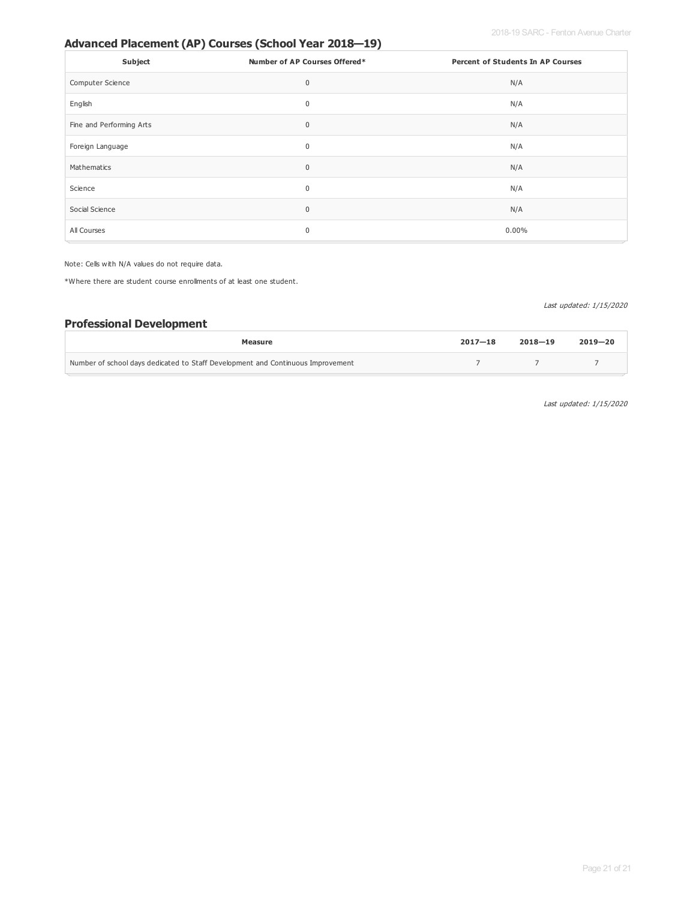## Advanced Placement (AP) Courses (School Year 2018—19)

| Subject | Number of AP Courses Offered* | Percent of Students In AP Courses |
| --- | --- | --- |
| Computer Science | 0 | N/A |
| English | 0 | N/A |
| Fine and Performing Arts | 0 | N/A |
| Foreign Language | 0 | N/A |
| Mathematics | 0 | N/A |
| Science | 0 | N/A |
| Social Science | 0 | N/A |
| All Courses | 0 | 0.00% |

Note: Cells with N/A values do not require data.

*Where there are student course enrollments of at least one student.

*Last updated: 1/15/2020*

## Professional Development

| Measure | 2017—18 | 2018—19 | 2019—20 |
| --- | --- | --- | --- |
| Number of school days dedicated to Staff Development and Continuous Improvement | 7 | 7 | 7 |

*Last updated: 1/15/2020*